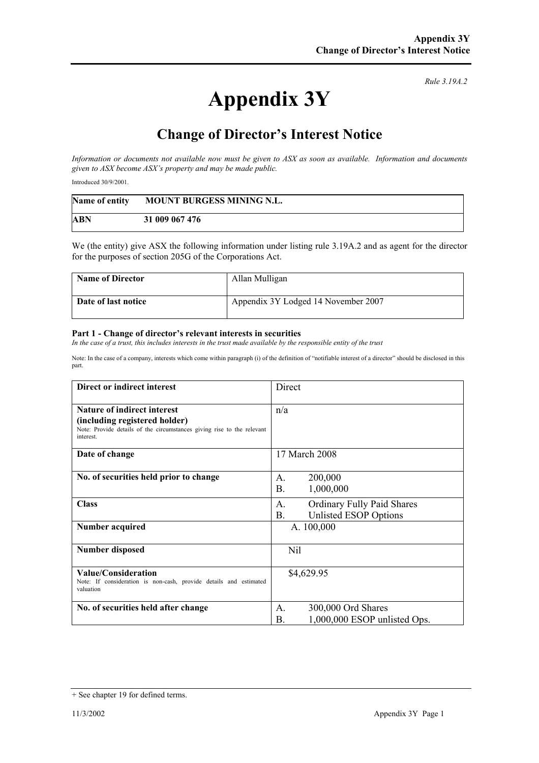*Rule 3.19A.2*

# Appendix 3Y

## Change of Director's Interest Notice

*Information or documents not available now must be given to ASX as soon as available. Information and documents given to ASX become ASX's property and may be made public.*

Introduced 30/9/2001.

| Name of entity | MOUNT BURGESS MINING N.L. |
|---|---|
| ABN | 31 009 067 476 |

We (the entity) give ASX the following information under listing rule 3.19A.2 and as agent for the director for the purposes of section 205G of the Corporations Act.

| Name of Director | Allan Mulligan |
|---|---|
| Date of last notice | Appendix 3Y Lodged 14 November 2007 |

**Part 1 - Change of director's relevant interests in securities**
*In the case of a trust, this includes interests in the trust made available by the responsible entity of the trust*

Note: In the case of a company, interests which come within paragraph (i) of the definition of "notifiable interest of a director" should be disclosed in this part.

| Direct or indirect interest | Direct |
|---|---|
| **Nature of indirect interest (including registered holder)** Note: Provide details of the circumstances giving rise to the relevant interest. | n/a |
| **Date of change** | 17 March 2008 |
| **No. of securities held prior to change** | A. 200,000<br>B. 1,000,000 |
| **Class** | A. Ordinary Fully Paid Shares<br>B. Unlisted ESOP Options |
| **Number acquired** | A. 100,000 |
| **Number disposed** | Nil |
| **Value/Consideration** Note: If consideration is non-cash, provide details and estimated valuation | $4,629.95 |
| **No. of securities held after change** | A. 300,000 Ord Shares<br>B. 1,000,000 ESOP unlisted Ops. |

+ See chapter 19 for defined terms.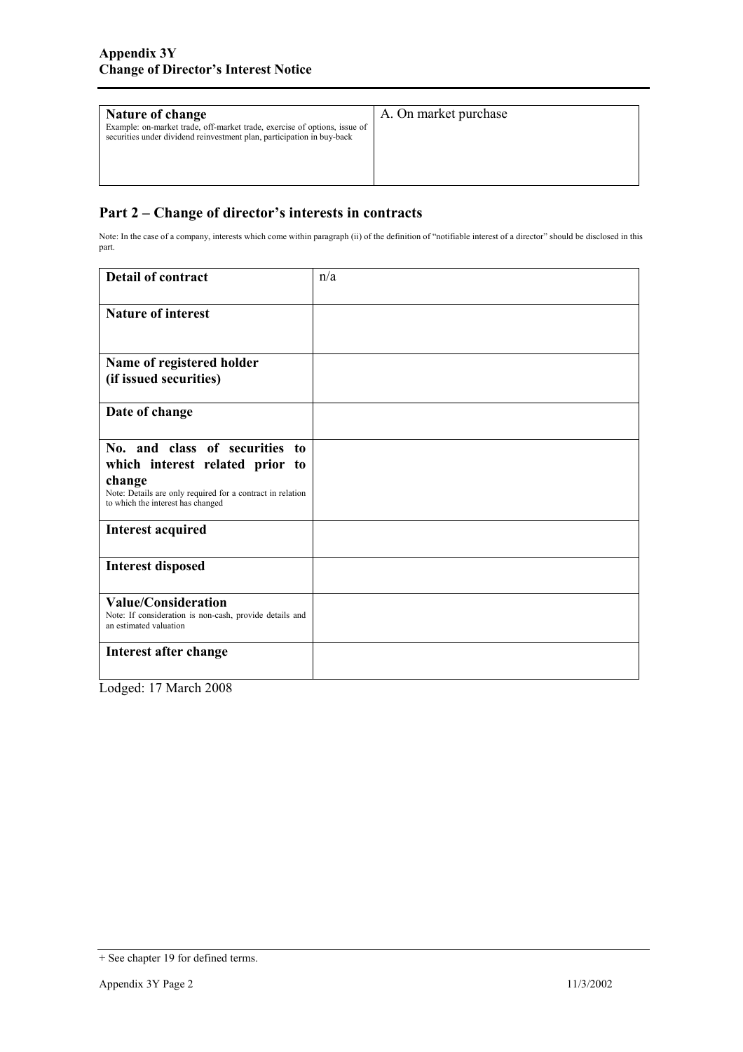| | |
|---|---|
| **Nature of change**<br>Example: on-market trade, off-market trade, exercise of options, issue of securities under dividend reinvestment plan, participation in buy-back | A. On market purchase |

## Part 2 – Change of director's interests in contracts

Note: In the case of a company, interests which come within paragraph (ii) of the definition of "notifiable interest of a director" should be disclosed in this part.

| | |
|---|---|
| **Detail of contract** | n/a |
| **Nature of interest** | |
| **Name of registered holder (if issued securities)** | |
| **Date of change** | |
| **No. and class of securities to which interest related prior to change**<br>Note: Details are only required for a contract in relation to which the interest has changed | |
| **Interest acquired** | |
| **Interest disposed** | |
| **Value/Consideration**<br>Note: If consideration is non-cash, provide details and an estimated valuation | |
| **Interest after change** | |

Lodged: 17 March 2008

+ See chapter 19 for defined terms.